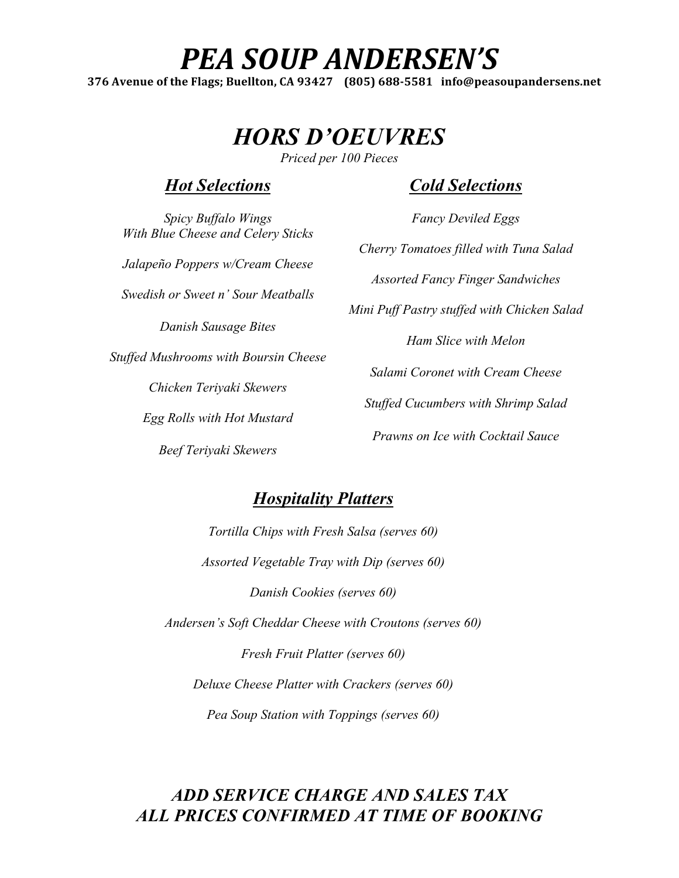# *PEA SOUP ANDERSEN'S*

**376 Avenue of the Flags; Buellton, CA 93427 (805) 688-5581 info@peasoupandersens.net**

## *HORS D'OEUVRES*

*Priced per 100 Pieces*

### ***Hot Selections***

*Spicy Buffalo Wings*
*With Blue Cheese and Celery Sticks*

*Jalapeño Poppers w/Cream Cheese*

*Swedish or Sweet n' Sour Meatballs*

*Danish Sausage Bites*

*Stuffed Mushrooms with Boursin Cheese*

*Chicken Teriyaki Skewers*

*Egg Rolls with Hot Mustard*

*Beef Teriyaki Skewers*

### ***Cold Selections***

*Fancy Deviled Eggs*

*Cherry Tomatoes filled with Tuna Salad*

*Assorted Fancy Finger Sandwiches*

*Mini Puff Pastry stuffed with Chicken Salad*

*Ham Slice with Melon*

*Salami Coronet with Cream Cheese*

*Stuffed Cucumbers with Shrimp Salad*

*Prawns on Ice with Cocktail Sauce*

### ***Hospitality Platters***

*Tortilla Chips with Fresh Salsa (serves 60)*

*Assorted Vegetable Tray with Dip (serves 60)*

*Danish Cookies (serves 60)*

*Andersen's Soft Cheddar Cheese with Croutons (serves 60)*

*Fresh Fruit Platter (serves 60)*

*Deluxe Cheese Platter with Crackers (serves 60)*

*Pea Soup Station with Toppings (serves 60)*

***ADD SERVICE CHARGE AND SALES TAX***
***ALL PRICES CONFIRMED AT TIME OF BOOKING***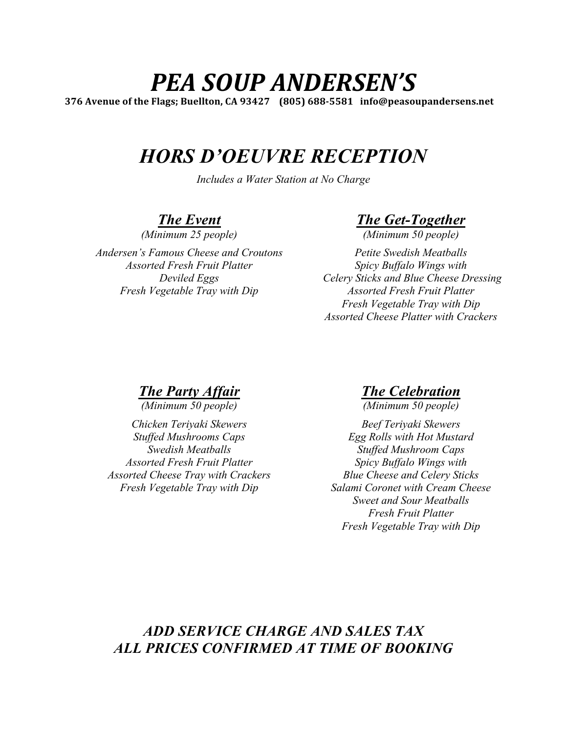# *PEA SOUP ANDERSEN'S*

**376 Avenue of the Flags; Buellton, CA 93427 (805) 688-5581 info@peasoupandersens.net**

## *HORS D'OEUVRE RECEPTION*

*Includes a Water Station at No Charge*

### ***The Event***

*(Minimum 25 people)*

*Andersen's Famous Cheese and Croutons*
*Assorted Fresh Fruit Platter*
*Deviled Eggs*
*Fresh Vegetable Tray with Dip*

### ***The Get-Together***

*(Minimum 50 people)*

*Petite Swedish Meatballs*
*Spicy Buffalo Wings with*
*Celery Sticks and Blue Cheese Dressing*
*Assorted Fresh Fruit Platter*
*Fresh Vegetable Tray with Dip*
*Assorted Cheese Platter with Crackers*

### ***The Party Affair***

*(Minimum 50 people)*

*Chicken Teriyaki Skewers*
*Stuffed Mushrooms Caps*
*Swedish Meatballs*
*Assorted Fresh Fruit Platter*
*Assorted Cheese Tray with Crackers*
*Fresh Vegetable Tray with Dip*

### ***The Celebration***

*(Minimum 50 people)*

*Beef Teriyaki Skewers*
*Egg Rolls with Hot Mustard*
*Stuffed Mushroom Caps*
*Spicy Buffalo Wings with*
*Blue Cheese and Celery Sticks*
*Salami Coronet with Cream Cheese*
*Sweet and Sour Meatballs*
*Fresh Fruit Platter*
*Fresh Vegetable Tray with Dip*

***ADD SERVICE CHARGE AND SALES TAX***
***ALL PRICES CONFIRMED AT TIME OF BOOKING***